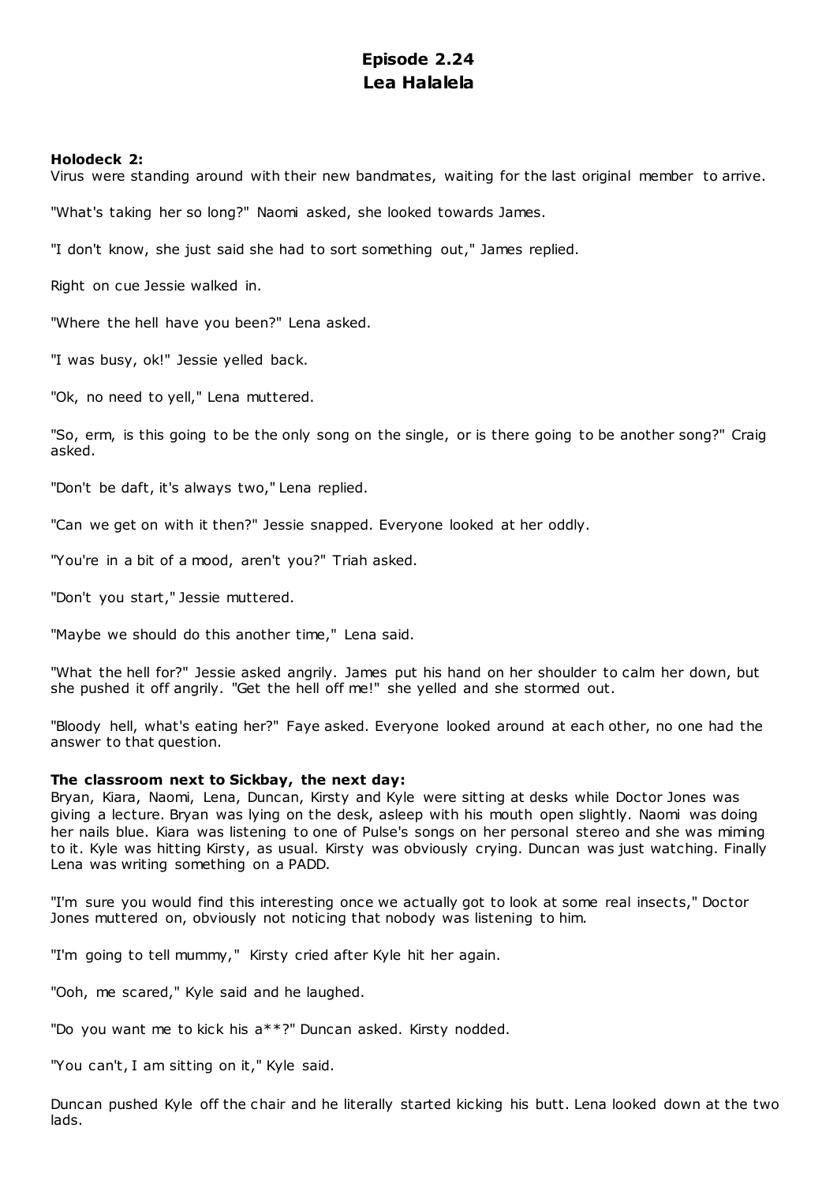# Episode 2.24
# Lea Halalela

**Holodeck 2:**
Virus were standing around with their new bandmates, waiting for the last original member to arrive.

"What's taking her so long?" Naomi asked, she looked towards James.

"I don't know, she just said she had to sort something out," James replied.

Right on cue Jessie walked in.

"Where the hell have you been?" Lena asked.

"I was busy, ok!" Jessie yelled back.

"Ok, no need to yell," Lena muttered.

"So, erm, is this going to be the only song on the single, or is there going to be another song?" Craig asked.

"Don't be daft, it's always two," Lena replied.

"Can we get on with it then?" Jessie snapped. Everyone looked at her oddly.

"You're in a bit of a mood, aren't you?" Triah asked.

"Don't you start," Jessie muttered.

"Maybe we should do this another time," Lena said.

"What the hell for?" Jessie asked angrily. James put his hand on her shoulder to calm her down, but she pushed it off angrily. "Get the hell off me!" she yelled and she stormed out.

"Bloody hell, what's eating her?" Faye asked. Everyone looked around at each other, no one had the answer to that question.

**The classroom next to Sickbay, the next day:**
Bryan, Kiara, Naomi, Lena, Duncan, Kirsty and Kyle were sitting at desks while Doctor Jones was giving a lecture. Bryan was lying on the desk, asleep with his mouth open slightly. Naomi was doing her nails blue. Kiara was listening to one of Pulse's songs on her personal stereo and she was miming to it. Kyle was hitting Kirsty, as usual. Kirsty was obviously crying. Duncan was just watching. Finally Lena was writing something on a PADD.

"I'm sure you would find this interesting once we actually got to look at some real insects," Doctor Jones muttered on, obviously not noticing that nobody was listening to him.

"I'm going to tell mummy," Kirsty cried after Kyle hit her again.

"Ooh, me scared," Kyle said and he laughed.

"Do you want me to kick his a**?" Duncan asked. Kirsty nodded.

"You can't, I am sitting on it," Kyle said.

Duncan pushed Kyle off the chair and he literally started kicking his butt. Lena looked down at the two lads.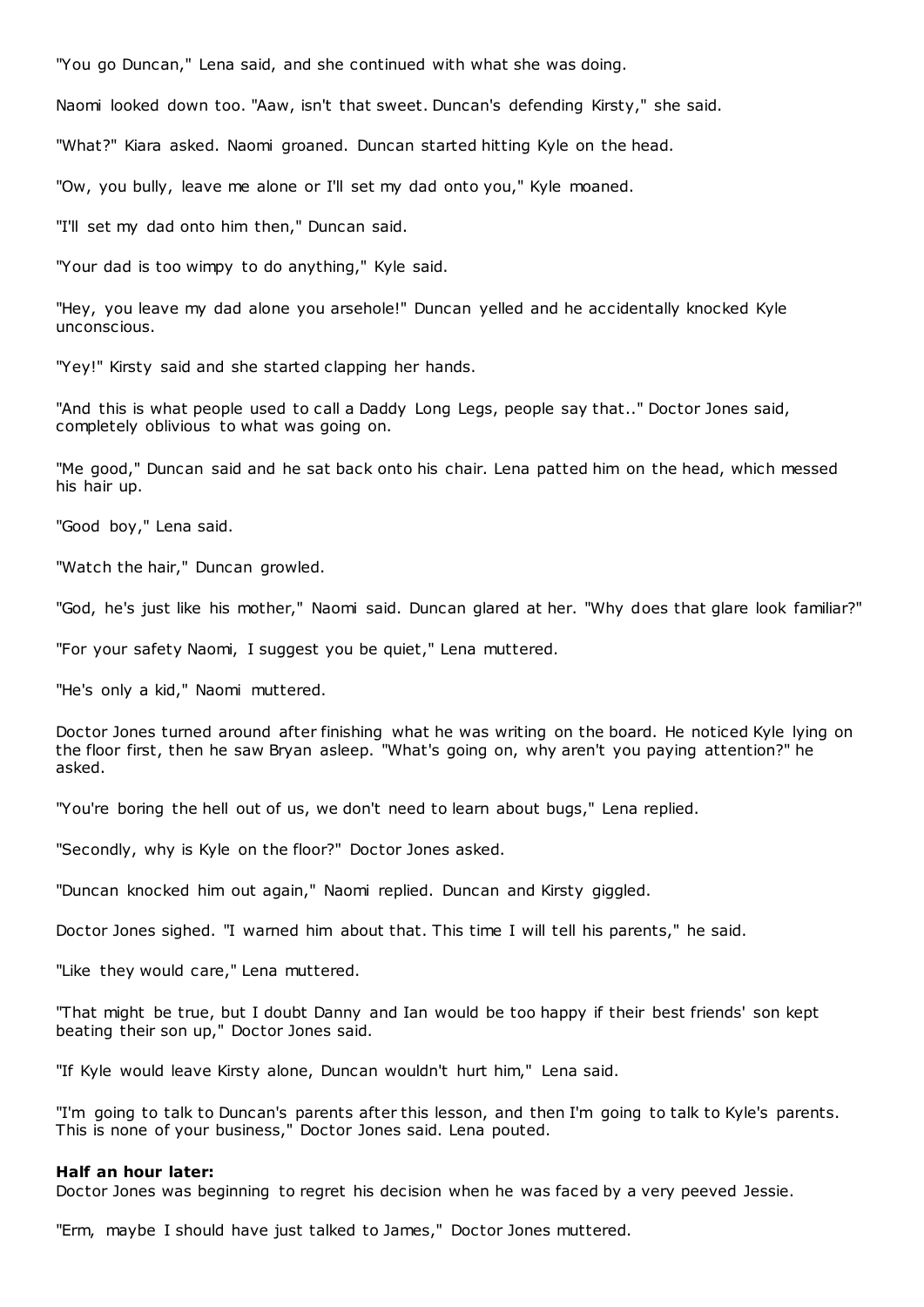"You go Duncan," Lena said, and she continued with what she was doing.

Naomi looked down too. "Aaw, isn't that sweet. Duncan's defending Kirsty," she said.

"What?" Kiara asked. Naomi groaned. Duncan started hitting Kyle on the head.

"Ow, you bully, leave me alone or I'll set my dad onto you," Kyle moaned.

"I'll set my dad onto him then," Duncan said.

"Your dad is too wimpy to do anything," Kyle said.

"Hey, you leave my dad alone you arsehole!" Duncan yelled and he accidentally knocked Kyle unconscious.

"Yey!" Kirsty said and she started clapping her hands.

"And this is what people used to call a Daddy Long Legs, people say that.." Doctor Jones said, completely oblivious to what was going on.

"Me good," Duncan said and he sat back onto his chair. Lena patted him on the head, which messed his hair up.

"Good boy," Lena said.

"Watch the hair," Duncan growled.

"God, he's just like his mother," Naomi said. Duncan glared at her. "Why does that glare look familiar?"

"For your safety Naomi, I suggest you be quiet," Lena muttered.

"He's only a kid," Naomi muttered.

Doctor Jones turned around after finishing what he was writing on the board. He noticed Kyle lying on the floor first, then he saw Bryan asleep. "What's going on, why aren't you paying attention?" he asked.

"You're boring the hell out of us, we don't need to learn about bugs," Lena replied.

"Secondly, why is Kyle on the floor?" Doctor Jones asked.

"Duncan knocked him out again," Naomi replied. Duncan and Kirsty giggled.

Doctor Jones sighed. "I warned him about that. This time I will tell his parents," he said.

"Like they would care," Lena muttered.

"That might be true, but I doubt Danny and Ian would be too happy if their best friends' son kept beating their son up," Doctor Jones said.

"If Kyle would leave Kirsty alone, Duncan wouldn't hurt him," Lena said.

"I'm going to talk to Duncan's parents after this lesson, and then I'm going to talk to Kyle's parents. This is none of your business," Doctor Jones said. Lena pouted.

**Half an hour later:**
Doctor Jones was beginning to regret his decision when he was faced by a very peeved Jessie.

"Erm, maybe I should have just talked to James," Doctor Jones muttered.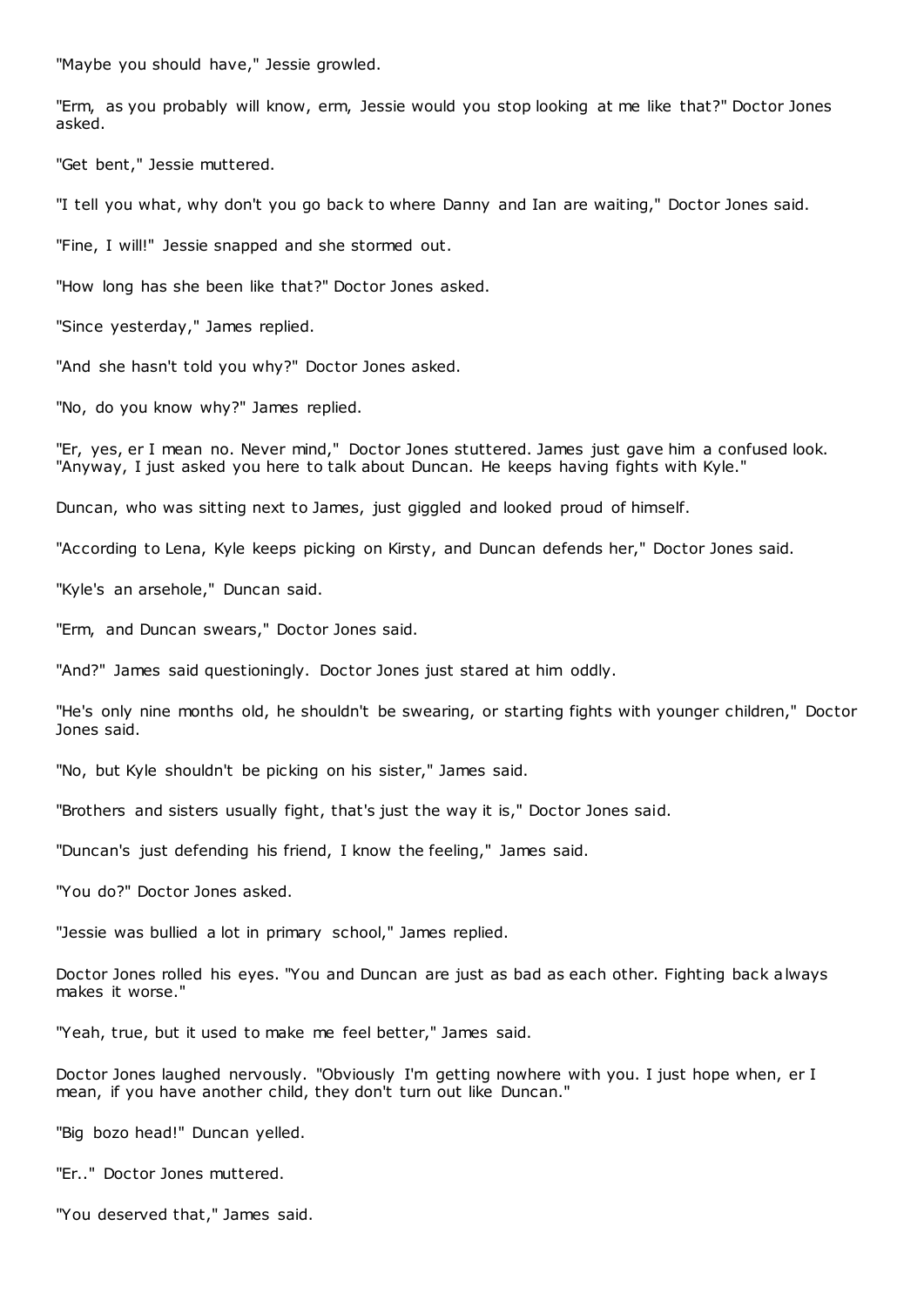"Maybe you should have," Jessie growled.

"Erm, as you probably will know, erm, Jessie would you stop looking at me like that?" Doctor Jones asked.

"Get bent," Jessie muttered.

"I tell you what, why don't you go back to where Danny and Ian are waiting," Doctor Jones said.

"Fine, I will!" Jessie snapped and she stormed out.

"How long has she been like that?" Doctor Jones asked.

"Since yesterday," James replied.

"And she hasn't told you why?" Doctor Jones asked.

"No, do you know why?" James replied.

"Er, yes, er I mean no. Never mind," Doctor Jones stuttered. James just gave him a confused look. "Anyway, I just asked you here to talk about Duncan. He keeps having fights with Kyle."

Duncan, who was sitting next to James, just giggled and looked proud of himself.

"According to Lena, Kyle keeps picking on Kirsty, and Duncan defends her," Doctor Jones said.

"Kyle's an arsehole," Duncan said.

"Erm, and Duncan swears," Doctor Jones said.

"And?" James said questioningly. Doctor Jones just stared at him oddly.

"He's only nine months old, he shouldn't be swearing, or starting fights with younger children," Doctor Jones said.

"No, but Kyle shouldn't be picking on his sister," James said.

"Brothers and sisters usually fight, that's just the way it is," Doctor Jones said.

"Duncan's just defending his friend, I know the feeling," James said.

"You do?" Doctor Jones asked.

"Jessie was bullied a lot in primary school," James replied.

Doctor Jones rolled his eyes. "You and Duncan are just as bad as each other. Fighting back always makes it worse."

"Yeah, true, but it used to make me feel better," James said.

Doctor Jones laughed nervously. "Obviously I'm getting nowhere with you. I just hope when, er I mean, if you have another child, they don't turn out like Duncan."

"Big bozo head!" Duncan yelled.

"Er.." Doctor Jones muttered.

"You deserved that," James said.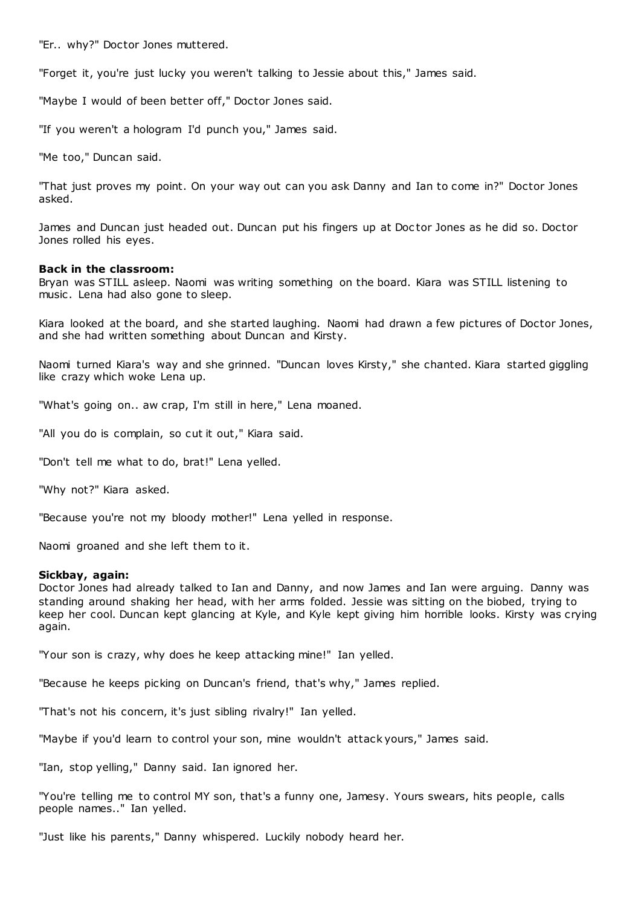"Er.. why?" Doctor Jones muttered.

"Forget it, you're just lucky you weren't talking to Jessie about this," James said.

"Maybe I would of been better off," Doctor Jones said.

"If you weren't a hologram I'd punch you," James said.

"Me too," Duncan said.

"That just proves my point. On your way out can you ask Danny and Ian to come in?" Doctor Jones asked.

James and Duncan just headed out. Duncan put his fingers up at Doctor Jones as he did so. Doctor Jones rolled his eyes.

**Back in the classroom:**
Bryan was STILL asleep. Naomi was writing something on the board. Kiara was STILL listening to music. Lena had also gone to sleep.

Kiara looked at the board, and she started laughing. Naomi had drawn a few pictures of Doctor Jones, and she had written something about Duncan and Kirsty.

Naomi turned Kiara's way and she grinned. "Duncan loves Kirsty," she chanted. Kiara started giggling like crazy which woke Lena up.

"What's going on.. aw crap, I'm still in here," Lena moaned.

"All you do is complain, so cut it out," Kiara said.

"Don't tell me what to do, brat!" Lena yelled.

"Why not?" Kiara asked.

"Because you're not my bloody mother!" Lena yelled in response.

Naomi groaned and she left them to it.

**Sickbay, again:**
Doctor Jones had already talked to Ian and Danny, and now James and Ian were arguing. Danny was standing around shaking her head, with her arms folded. Jessie was sitting on the biobed, trying to keep her cool. Duncan kept glancing at Kyle, and Kyle kept giving him horrible looks. Kirsty was crying again.

"Your son is crazy, why does he keep attacking mine!" Ian yelled.

"Because he keeps picking on Duncan's friend, that's why," James replied.

"That's not his concern, it's just sibling rivalry!" Ian yelled.

"Maybe if you'd learn to control your son, mine wouldn't attack yours," James said.

"Ian, stop yelling," Danny said. Ian ignored her.

"You're telling me to control MY son, that's a funny one, Jamesy. Yours swears, hits people, calls people names.." Ian yelled.

"Just like his parents," Danny whispered. Luckily nobody heard her.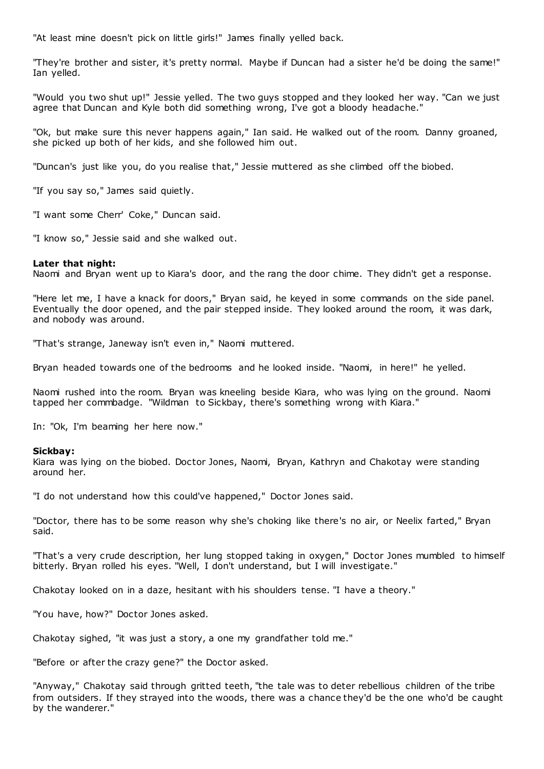"At least mine doesn't pick on little girls!" James finally yelled back.

"They're brother and sister, it's pretty normal. Maybe if Duncan had a sister he'd be doing the same!" Ian yelled.

"Would you two shut up!" Jessie yelled. The two guys stopped and they looked her way. "Can we just agree that Duncan and Kyle both did something wrong, I've got a bloody headache."

"Ok, but make sure this never happens again," Ian said. He walked out of the room. Danny groaned, she picked up both of her kids, and she followed him out.

"Duncan's just like you, do you realise that," Jessie muttered as she climbed off the biobed.

"If you say so," James said quietly.

"I want some Cherr' Coke," Duncan said.

"I know so," Jessie said and she walked out.

**Later that night:**
Naomi and Bryan went up to Kiara's door, and the rang the door chime. They didn't get a response.

"Here let me, I have a knack for doors," Bryan said, he keyed in some commands on the side panel. Eventually the door opened, and the pair stepped inside. They looked around the room, it was dark, and nobody was around.

"That's strange, Janeway isn't even in," Naomi muttered.

Bryan headed towards one of the bedrooms and he looked inside. "Naomi, in here!" he yelled.

Naomi rushed into the room. Bryan was kneeling beside Kiara, who was lying on the ground. Naomi tapped her commbadge. "Wildman to Sickbay, there's something wrong with Kiara."

In: "Ok, I'm beaming her here now."

**Sickbay:**
Kiara was lying on the biobed. Doctor Jones, Naomi, Bryan, Kathryn and Chakotay were standing around her.

"I do not understand how this could've happened," Doctor Jones said.

"Doctor, there has to be some reason why she's choking like there's no air, or Neelix farted," Bryan said.

"That's a very crude description, her lung stopped taking in oxygen," Doctor Jones mumbled to himself bitterly. Bryan rolled his eyes. "Well, I don't understand, but I will investigate."

Chakotay looked on in a daze, hesitant with his shoulders tense. "I have a theory."

"You have, how?" Doctor Jones asked.

Chakotay sighed, "it was just a story, a one my grandfather told me."

"Before or after the crazy gene?" the Doctor asked.

"Anyway," Chakotay said through gritted teeth, "the tale was to deter rebellious children of the tribe from outsiders. If they strayed into the woods, there was a chance they'd be the one who'd be caught by the wanderer."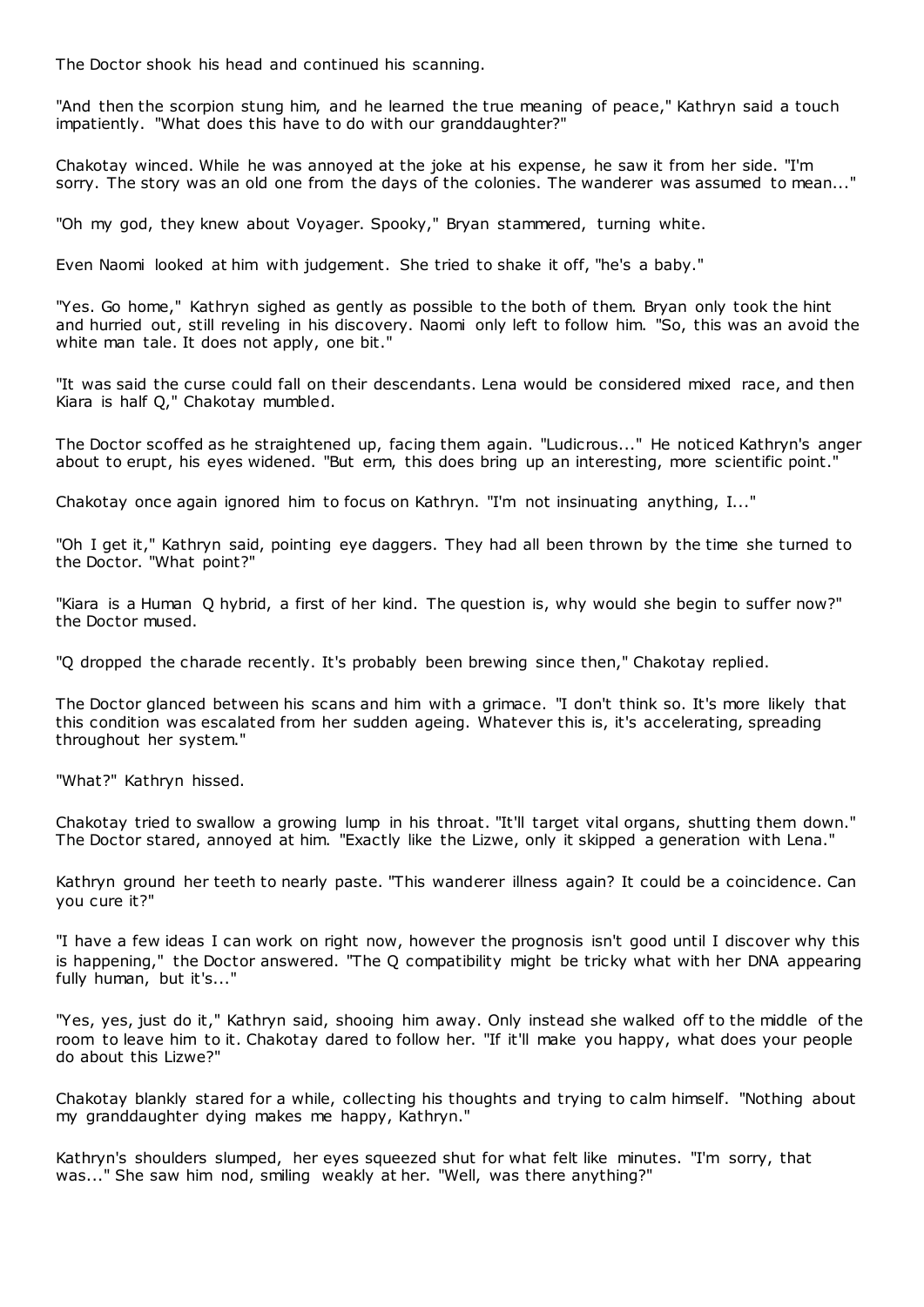The Doctor shook his head and continued his scanning.

"And then the scorpion stung him, and he learned the true meaning of peace," Kathryn said a touch impatiently. "What does this have to do with our granddaughter?"

Chakotay winced. While he was annoyed at the joke at his expense, he saw it from her side. "I'm sorry. The story was an old one from the days of the colonies. The wanderer was assumed to mean..."

"Oh my god, they knew about Voyager. Spooky," Bryan stammered, turning white.

Even Naomi looked at him with judgement. She tried to shake it off, "he's a baby."

"Yes. Go home," Kathryn sighed as gently as possible to the both of them. Bryan only took the hint and hurried out, still reveling in his discovery. Naomi only left to follow him. "So, this was an avoid the white man tale. It does not apply, one bit."

"It was said the curse could fall on their descendants. Lena would be considered mixed race, and then Kiara is half Q," Chakotay mumbled.

The Doctor scoffed as he straightened up, facing them again. "Ludicrous..." He noticed Kathryn's anger about to erupt, his eyes widened. "But erm, this does bring up an interesting, more scientific point."

Chakotay once again ignored him to focus on Kathryn. "I'm not insinuating anything, I..."

"Oh I get it," Kathryn said, pointing eye daggers. They had all been thrown by the time she turned to the Doctor. "What point?"

"Kiara is a Human Q hybrid, a first of her kind. The question is, why would she begin to suffer now?" the Doctor mused.

"Q dropped the charade recently. It's probably been brewing since then," Chakotay replied.

The Doctor glanced between his scans and him with a grimace. "I don't think so. It's more likely that this condition was escalated from her sudden ageing. Whatever this is, it's accelerating, spreading throughout her system."

"What?" Kathryn hissed.

Chakotay tried to swallow a growing lump in his throat. "It'll target vital organs, shutting them down." The Doctor stared, annoyed at him. "Exactly like the Lizwe, only it skipped a generation with Lena."

Kathryn ground her teeth to nearly paste. "This wanderer illness again? It could be a coincidence. Can you cure it?"

"I have a few ideas I can work on right now, however the prognosis isn't good until I discover why this is happening," the Doctor answered. "The Q compatibility might be tricky what with her DNA appearing fully human, but it's..."

"Yes, yes, just do it," Kathryn said, shooing him away. Only instead she walked off to the middle of the room to leave him to it. Chakotay dared to follow her. "If it'll make you happy, what does your people do about this Lizwe?"

Chakotay blankly stared for a while, collecting his thoughts and trying to calm himself. "Nothing about my granddaughter dying makes me happy, Kathryn."

Kathryn's shoulders slumped, her eyes squeezed shut for what felt like minutes. "I'm sorry, that was..." She saw him nod, smiling weakly at her. "Well, was there anything?"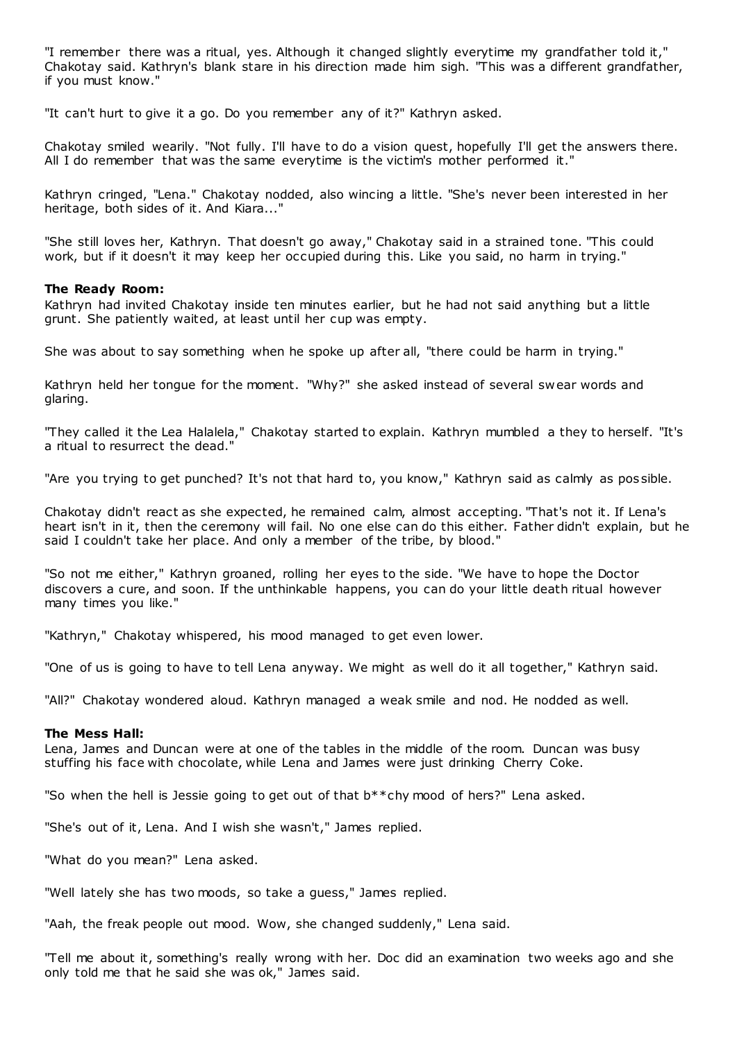"I remember there was a ritual, yes. Although it changed slightly everytime my grandfather told it," Chakotay said. Kathryn's blank stare in his direction made him sigh. "This was a different grandfather, if you must know."

"It can't hurt to give it a go. Do you remember any of it?" Kathryn asked.

Chakotay smiled wearily. "Not fully. I'll have to do a vision quest, hopefully I'll get the answers there. All I do remember that was the same everytime is the victim's mother performed it."

Kathryn cringed, "Lena." Chakotay nodded, also wincing a little. "She's never been interested in her heritage, both sides of it. And Kiara..."

"She still loves her, Kathryn. That doesn't go away," Chakotay said in a strained tone. "This could work, but if it doesn't it may keep her occupied during this. Like you said, no harm in trying."

**The Ready Room:**
Kathryn had invited Chakotay inside ten minutes earlier, but he had not said anything but a little grunt. She patiently waited, at least until her cup was empty.

She was about to say something when he spoke up after all, "there could be harm in trying."

Kathryn held her tongue for the moment. "Why?" she asked instead of several swear words and glaring.

"They called it the Lea Halalela," Chakotay started to explain. Kathryn mumbled a they to herself. "It's a ritual to resurrect the dead."

"Are you trying to get punched? It's not that hard to, you know," Kathryn said as calmly as possible.

Chakotay didn't react as she expected, he remained calm, almost accepting. "That's not it. If Lena's heart isn't in it, then the ceremony will fail. No one else can do this either. Father didn't explain, but he said I couldn't take her place. And only a member of the tribe, by blood."

"So not me either," Kathryn groaned, rolling her eyes to the side. "We have to hope the Doctor discovers a cure, and soon. If the unthinkable happens, you can do your little death ritual however many times you like."

"Kathryn," Chakotay whispered, his mood managed to get even lower.

"One of us is going to have to tell Lena anyway. We might as well do it all together," Kathryn said.

"All?" Chakotay wondered aloud. Kathryn managed a weak smile and nod. He nodded as well.

**The Mess Hall:**
Lena, James and Duncan were at one of the tables in the middle of the room. Duncan was busy stuffing his face with chocolate, while Lena and James were just drinking Cherry Coke.

"So when the hell is Jessie going to get out of that b**chy mood of hers?" Lena asked.

"She's out of it, Lena. And I wish she wasn't," James replied.

"What do you mean?" Lena asked.

"Well lately she has two moods, so take a guess," James replied.

"Aah, the freak people out mood. Wow, she changed suddenly," Lena said.

"Tell me about it, something's really wrong with her. Doc did an examination two weeks ago and she only told me that he said she was ok," James said.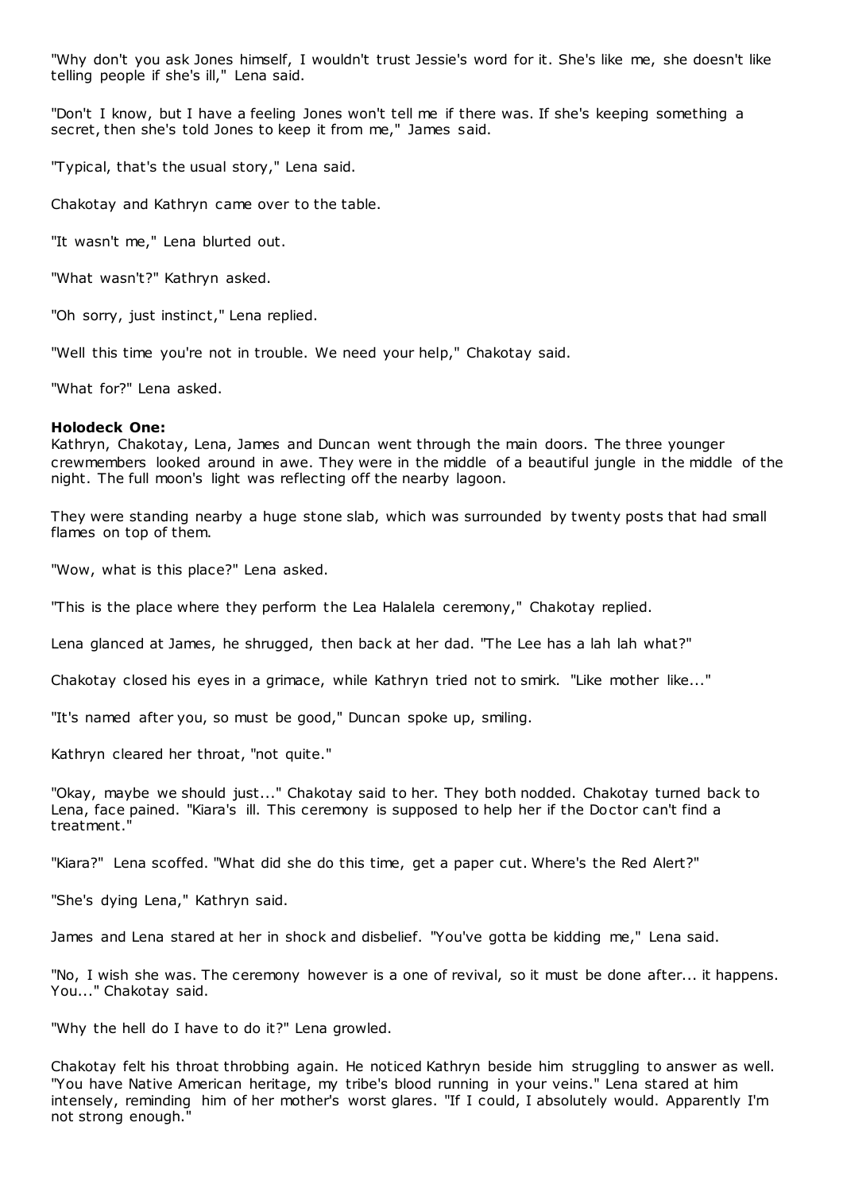"Why don't you ask Jones himself, I wouldn't trust Jessie's word for it. She's like me, she doesn't like telling people if she's ill," Lena said.

"Don't I know, but I have a feeling Jones won't tell me if there was. If she's keeping something a secret, then she's told Jones to keep it from me," James said.

"Typical, that's the usual story," Lena said.

Chakotay and Kathryn came over to the table.

"It wasn't me," Lena blurted out.

"What wasn't?" Kathryn asked.

"Oh sorry, just instinct," Lena replied.

"Well this time you're not in trouble. We need your help," Chakotay said.

"What for?" Lena asked.

**Holodeck One:**
Kathryn, Chakotay, Lena, James and Duncan went through the main doors. The three younger crewmembers looked around in awe. They were in the middle of a beautiful jungle in the middle of the night. The full moon's light was reflecting off the nearby lagoon.

They were standing nearby a huge stone slab, which was surrounded by twenty posts that had small flames on top of them.

"Wow, what is this place?" Lena asked.

"This is the place where they perform the Lea Halalela ceremony," Chakotay replied.

Lena glanced at James, he shrugged, then back at her dad. "The Lee has a lah lah what?"

Chakotay closed his eyes in a grimace, while Kathryn tried not to smirk. "Like mother like..."

"It's named after you, so must be good," Duncan spoke up, smiling.

Kathryn cleared her throat, "not quite."

"Okay, maybe we should just..." Chakotay said to her. They both nodded. Chakotay turned back to Lena, face pained. "Kiara's ill. This ceremony is supposed to help her if the Doctor can't find a treatment."

"Kiara?" Lena scoffed. "What did she do this time, get a paper cut. Where's the Red Alert?"

"She's dying Lena," Kathryn said.

James and Lena stared at her in shock and disbelief. "You've gotta be kidding me," Lena said.

"No, I wish she was. The ceremony however is a one of revival, so it must be done after... it happens. You..." Chakotay said.

"Why the hell do I have to do it?" Lena growled.

Chakotay felt his throat throbbing again. He noticed Kathryn beside him struggling to answer as well. "You have Native American heritage, my tribe's blood running in your veins." Lena stared at him intensely, reminding him of her mother's worst glares. "If I could, I absolutely would. Apparently I'm not strong enough."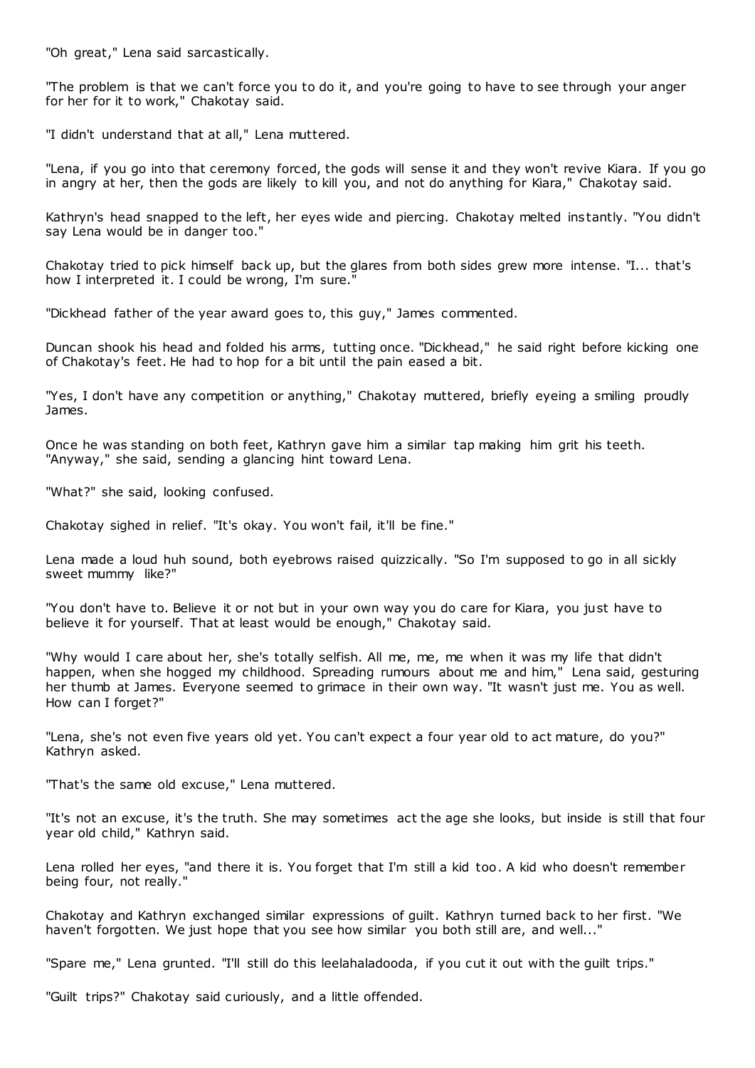"Oh great," Lena said sarcastically.

"The problem is that we can't force you to do it, and you're going to have to see through your anger for her for it to work," Chakotay said.

"I didn't understand that at all," Lena muttered.

"Lena, if you go into that ceremony forced, the gods will sense it and they won't revive Kiara. If you go in angry at her, then the gods are likely to kill you, and not do anything for Kiara," Chakotay said.

Kathryn's head snapped to the left, her eyes wide and piercing. Chakotay melted instantly. "You didn't say Lena would be in danger too."

Chakotay tried to pick himself back up, but the glares from both sides grew more intense. "I... that's how I interpreted it. I could be wrong, I'm sure."

"Dickhead father of the year award goes to, this guy," James commented.

Duncan shook his head and folded his arms, tutting once. "Dickhead," he said right before kicking one of Chakotay's feet. He had to hop for a bit until the pain eased a bit.

"Yes, I don't have any competition or anything," Chakotay muttered, briefly eyeing a smiling proudly James.

Once he was standing on both feet, Kathryn gave him a similar tap making him grit his teeth. "Anyway," she said, sending a glancing hint toward Lena.

"What?" she said, looking confused.

Chakotay sighed in relief. "It's okay. You won't fail, it'll be fine."

Lena made a loud huh sound, both eyebrows raised quizzically. "So I'm supposed to go in all sickly sweet mummy like?"

"You don't have to. Believe it or not but in your own way you do care for Kiara, you just have to believe it for yourself. That at least would be enough," Chakotay said.

"Why would I care about her, she's totally selfish. All me, me, me when it was my life that didn't happen, when she hogged my childhood. Spreading rumours about me and him," Lena said, gesturing her thumb at James. Everyone seemed to grimace in their own way. "It wasn't just me. You as well. How can I forget?"

"Lena, she's not even five years old yet. You can't expect a four year old to act mature, do you?" Kathryn asked.

"That's the same old excuse," Lena muttered.

"It's not an excuse, it's the truth. She may sometimes act the age she looks, but inside is still that four year old child," Kathryn said.

Lena rolled her eyes, "and there it is. You forget that I'm still a kid too. A kid who doesn't remember being four, not really."

Chakotay and Kathryn exchanged similar expressions of guilt. Kathryn turned back to her first. "We haven't forgotten. We just hope that you see how similar you both still are, and well..."

"Spare me," Lena grunted. "I'll still do this leelahaladooda, if you cut it out with the guilt trips."

"Guilt trips?" Chakotay said curiously, and a little offended.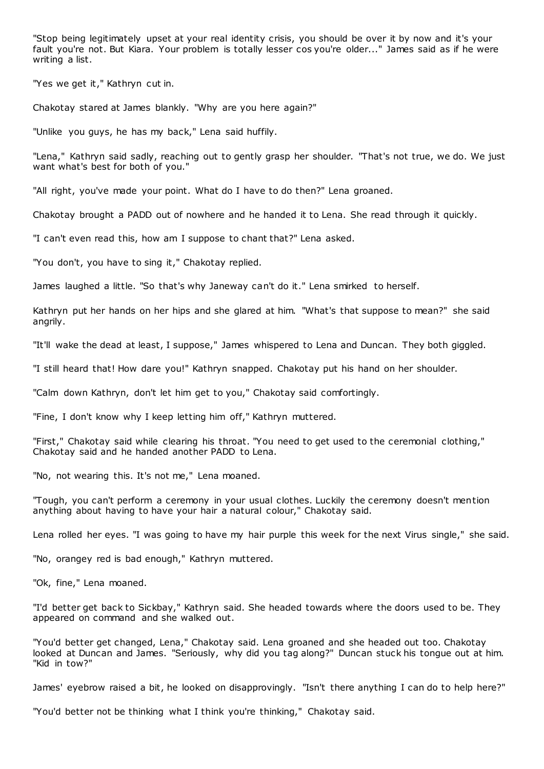"Stop being legitimately upset at your real identity crisis, you should be over it by now and it's your fault you're not. But Kiara. Your problem is totally lesser cos you're older..." James said as if he were writing a list.

"Yes we get it," Kathryn cut in.

Chakotay stared at James blankly. "Why are you here again?"

"Unlike you guys, he has my back," Lena said huffily.

"Lena," Kathryn said sadly, reaching out to gently grasp her shoulder. "That's not true, we do. We just want what's best for both of you."

"All right, you've made your point. What do I have to do then?" Lena groaned.

Chakotay brought a PADD out of nowhere and he handed it to Lena. She read through it quickly.

"I can't even read this, how am I suppose to chant that?" Lena asked.

"You don't, you have to sing it," Chakotay replied.

James laughed a little. "So that's why Janeway can't do it." Lena smirked to herself.

Kathryn put her hands on her hips and she glared at him. "What's that suppose to mean?" she said angrily.

"It'll wake the dead at least, I suppose," James whispered to Lena and Duncan. They both giggled.

"I still heard that! How dare you!" Kathryn snapped. Chakotay put his hand on her shoulder.

"Calm down Kathryn, don't let him get to you," Chakotay said comfortingly.

"Fine, I don't know why I keep letting him off," Kathryn muttered.

"First," Chakotay said while clearing his throat. "You need to get used to the ceremonial clothing," Chakotay said and he handed another PADD to Lena.

"No, not wearing this. It's not me," Lena moaned.

"Tough, you can't perform a ceremony in your usual clothes. Luckily the ceremony doesn't mention anything about having to have your hair a natural colour," Chakotay said.

Lena rolled her eyes. "I was going to have my hair purple this week for the next Virus single," she said.

"No, orangey red is bad enough," Kathryn muttered.

"Ok, fine," Lena moaned.

"I'd better get back to Sickbay," Kathryn said. She headed towards where the doors used to be. They appeared on command and she walked out.

"You'd better get changed, Lena," Chakotay said. Lena groaned and she headed out too. Chakotay looked at Duncan and James. "Seriously, why did you tag along?" Duncan stuck his tongue out at him. "Kid in tow?"

James' eyebrow raised a bit, he looked on disapprovingly. "Isn't there anything I can do to help here?"

"You'd better not be thinking what I think you're thinking," Chakotay said.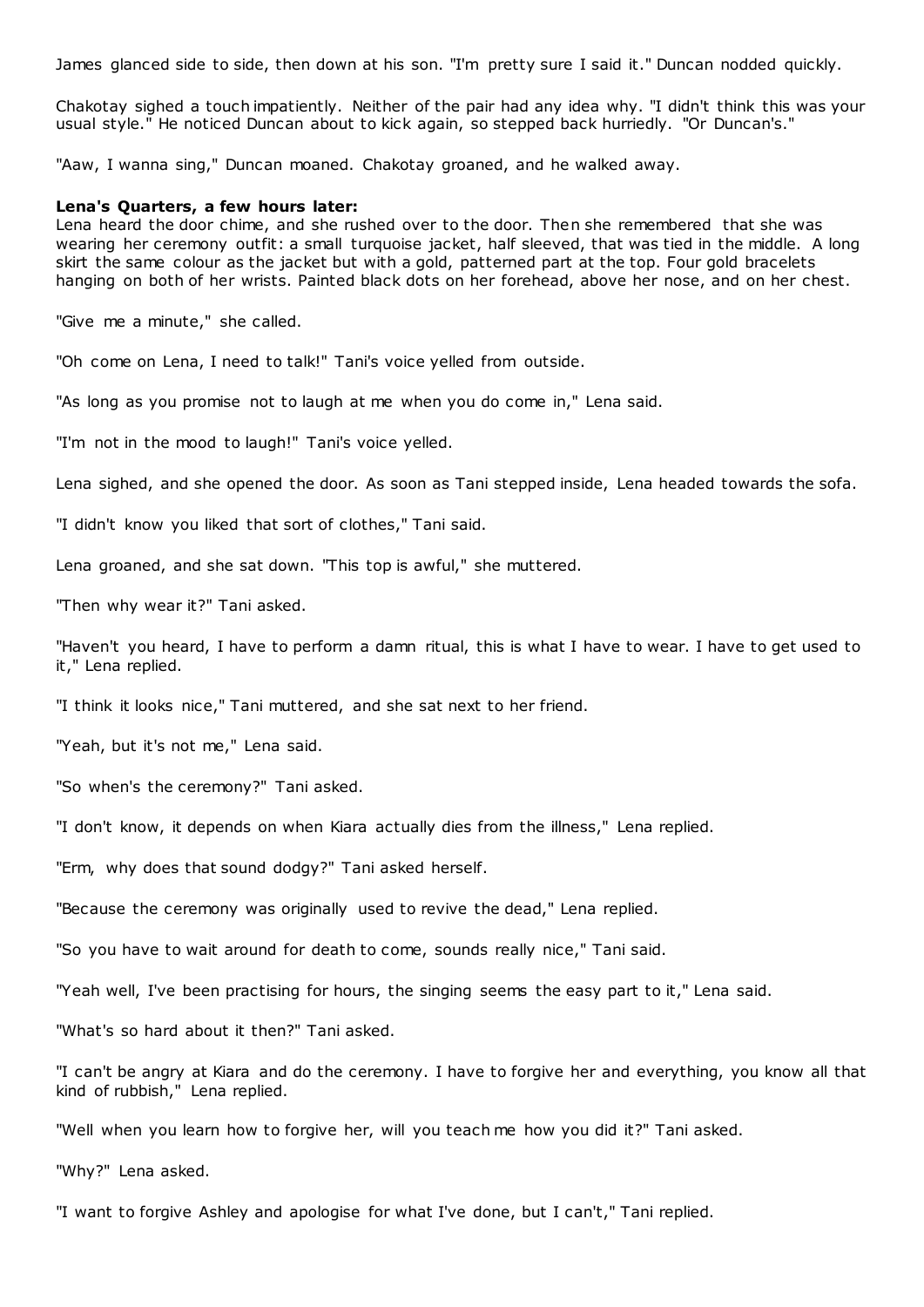James glanced side to side, then down at his son. "I'm pretty sure I said it." Duncan nodded quickly.

Chakotay sighed a touch impatiently. Neither of the pair had any idea why. "I didn't think this was your usual style." He noticed Duncan about to kick again, so stepped back hurriedly. "Or Duncan's."

"Aaw, I wanna sing," Duncan moaned. Chakotay groaned, and he walked away.

**Lena's Quarters, a few hours later:**

Lena heard the door chime, and she rushed over to the door. Then she remembered that she was wearing her ceremony outfit: a small turquoise jacket, half sleeved, that was tied in the middle. A long skirt the same colour as the jacket but with a gold, patterned part at the top. Four gold bracelets hanging on both of her wrists. Painted black dots on her forehead, above her nose, and on her chest.

"Give me a minute," she called.

"Oh come on Lena, I need to talk!" Tani's voice yelled from outside.

"As long as you promise not to laugh at me when you do come in," Lena said.

"I'm not in the mood to laugh!" Tani's voice yelled.

Lena sighed, and she opened the door. As soon as Tani stepped inside, Lena headed towards the sofa.

"I didn't know you liked that sort of clothes," Tani said.

Lena groaned, and she sat down. "This top is awful," she muttered.

"Then why wear it?" Tani asked.

"Haven't you heard, I have to perform a damn ritual, this is what I have to wear. I have to get used to it," Lena replied.

"I think it looks nice," Tani muttered, and she sat next to her friend.

"Yeah, but it's not me," Lena said.

"So when's the ceremony?" Tani asked.

"I don't know, it depends on when Kiara actually dies from the illness," Lena replied.

"Erm, why does that sound dodgy?" Tani asked herself.

"Because the ceremony was originally used to revive the dead," Lena replied.

"So you have to wait around for death to come, sounds really nice," Tani said.

"Yeah well, I've been practising for hours, the singing seems the easy part to it," Lena said.

"What's so hard about it then?" Tani asked.

"I can't be angry at Kiara and do the ceremony. I have to forgive her and everything, you know all that kind of rubbish," Lena replied.

"Well when you learn how to forgive her, will you teach me how you did it?" Tani asked.

"Why?" Lena asked.

"I want to forgive Ashley and apologise for what I've done, but I can't," Tani replied.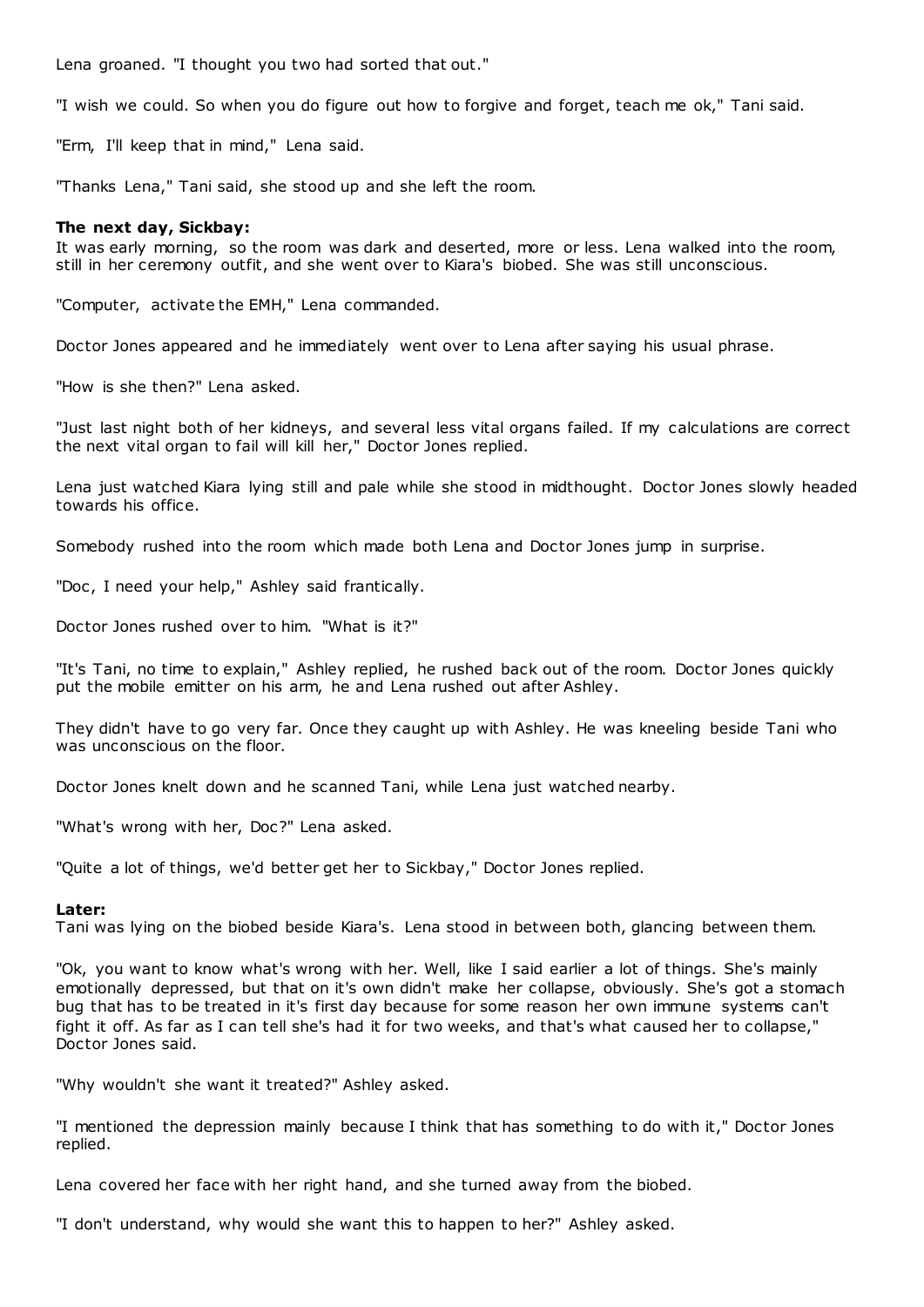Lena groaned. "I thought you two had sorted that out."

"I wish we could. So when you do figure out how to forgive and forget, teach me ok," Tani said.

"Erm, I'll keep that in mind," Lena said.

"Thanks Lena," Tani said, she stood up and she left the room.

**The next day, Sickbay:**
It was early morning, so the room was dark and deserted, more or less. Lena walked into the room, still in her ceremony outfit, and she went over to Kiara's biobed. She was still unconscious.

"Computer, activate the EMH," Lena commanded.

Doctor Jones appeared and he immediately went over to Lena after saying his usual phrase.

"How is she then?" Lena asked.

"Just last night both of her kidneys, and several less vital organs failed. If my calculations are correct the next vital organ to fail will kill her," Doctor Jones replied.

Lena just watched Kiara lying still and pale while she stood in midthought. Doctor Jones slowly headed towards his office.

Somebody rushed into the room which made both Lena and Doctor Jones jump in surprise.

"Doc, I need your help," Ashley said frantically.

Doctor Jones rushed over to him. "What is it?"

"It's Tani, no time to explain," Ashley replied, he rushed back out of the room. Doctor Jones quickly put the mobile emitter on his arm, he and Lena rushed out after Ashley.

They didn't have to go very far. Once they caught up with Ashley. He was kneeling beside Tani who was unconscious on the floor.

Doctor Jones knelt down and he scanned Tani, while Lena just watched nearby.

"What's wrong with her, Doc?" Lena asked.

"Quite a lot of things, we'd better get her to Sickbay," Doctor Jones replied.

**Later:**
Tani was lying on the biobed beside Kiara's. Lena stood in between both, glancing between them.

"Ok, you want to know what's wrong with her. Well, like I said earlier a lot of things. She's mainly emotionally depressed, but that on it's own didn't make her collapse, obviously. She's got a stomach bug that has to be treated in it's first day because for some reason her own immune systems can't fight it off. As far as I can tell she's had it for two weeks, and that's what caused her to collapse," Doctor Jones said.

"Why wouldn't she want it treated?" Ashley asked.

"I mentioned the depression mainly because I think that has something to do with it," Doctor Jones replied.

Lena covered her face with her right hand, and she turned away from the biobed.

"I don't understand, why would she want this to happen to her?" Ashley asked.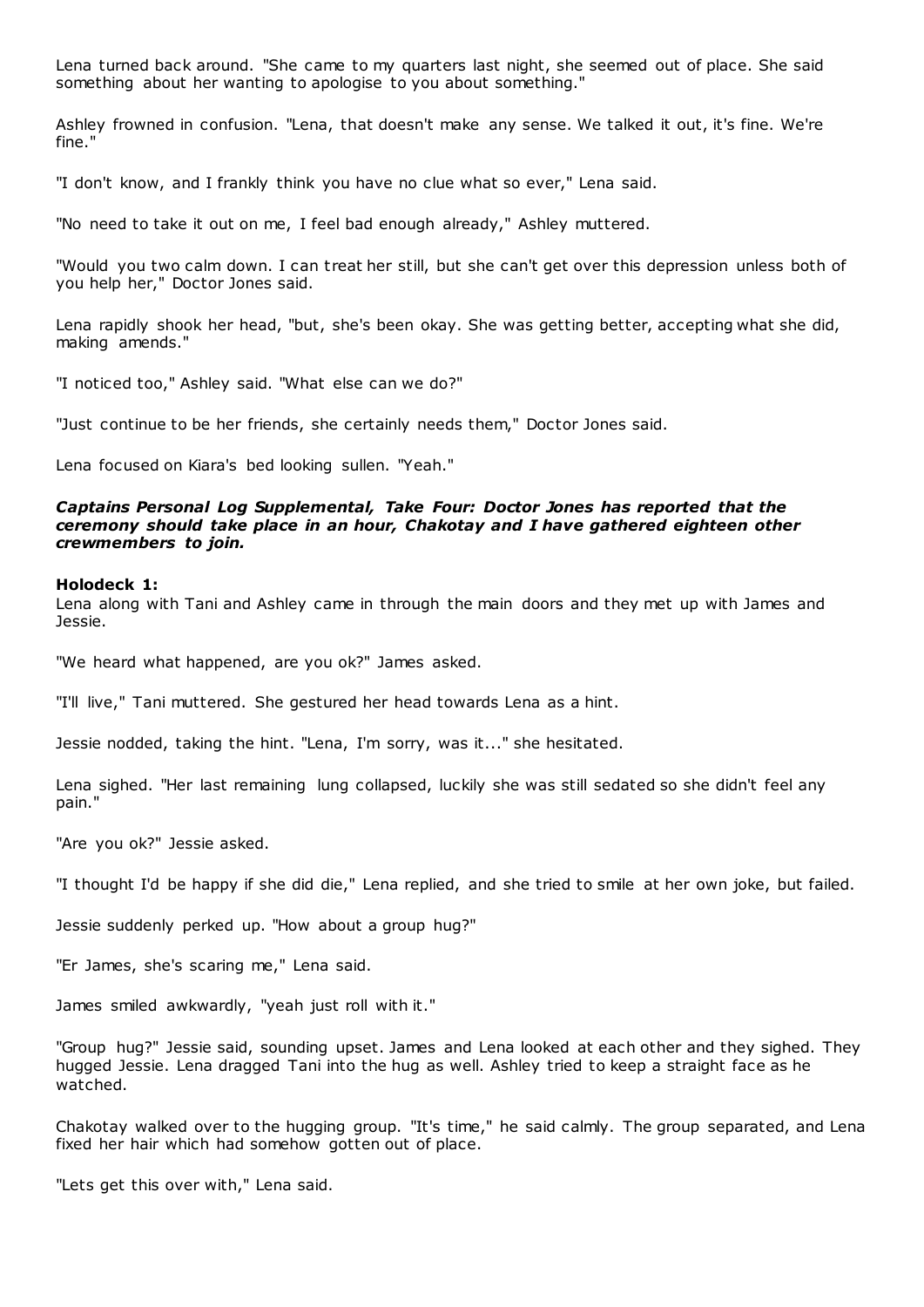Lena turned back around. "She came to my quarters last night, she seemed out of place. She said something about her wanting to apologise to you about something."

Ashley frowned in confusion. "Lena, that doesn't make any sense. We talked it out, it's fine. We're fine."

"I don't know, and I frankly think you have no clue what so ever," Lena said.

"No need to take it out on me, I feel bad enough already," Ashley muttered.

"Would you two calm down. I can treat her still, but she can't get over this depression unless both of you help her," Doctor Jones said.

Lena rapidly shook her head, "but, she's been okay. She was getting better, accepting what she did, making amends."

"I noticed too," Ashley said. "What else can we do?"

"Just continue to be her friends, she certainly needs them," Doctor Jones said.

Lena focused on Kiara's bed looking sullen. "Yeah."

***Captains Personal Log Supplemental, Take Four: Doctor Jones has reported that the ceremony should take place in an hour, Chakotay and I have gathered eighteen other crewmembers to join.***

**Holodeck 1:**
Lena along with Tani and Ashley came in through the main doors and they met up with James and Jessie.

"We heard what happened, are you ok?" James asked.

"I'll live," Tani muttered. She gestured her head towards Lena as a hint.

Jessie nodded, taking the hint. "Lena, I'm sorry, was it..." she hesitated.

Lena sighed. "Her last remaining lung collapsed, luckily she was still sedated so she didn't feel any pain."

"Are you ok?" Jessie asked.

"I thought I'd be happy if she did die," Lena replied, and she tried to smile at her own joke, but failed.

Jessie suddenly perked up. "How about a group hug?"

"Er James, she's scaring me," Lena said.

James smiled awkwardly, "yeah just roll with it."

"Group hug?" Jessie said, sounding upset. James and Lena looked at each other and they sighed. They hugged Jessie. Lena dragged Tani into the hug as well. Ashley tried to keep a straight face as he watched.

Chakotay walked over to the hugging group. "It's time," he said calmly. The group separated, and Lena fixed her hair which had somehow gotten out of place.

"Lets get this over with," Lena said.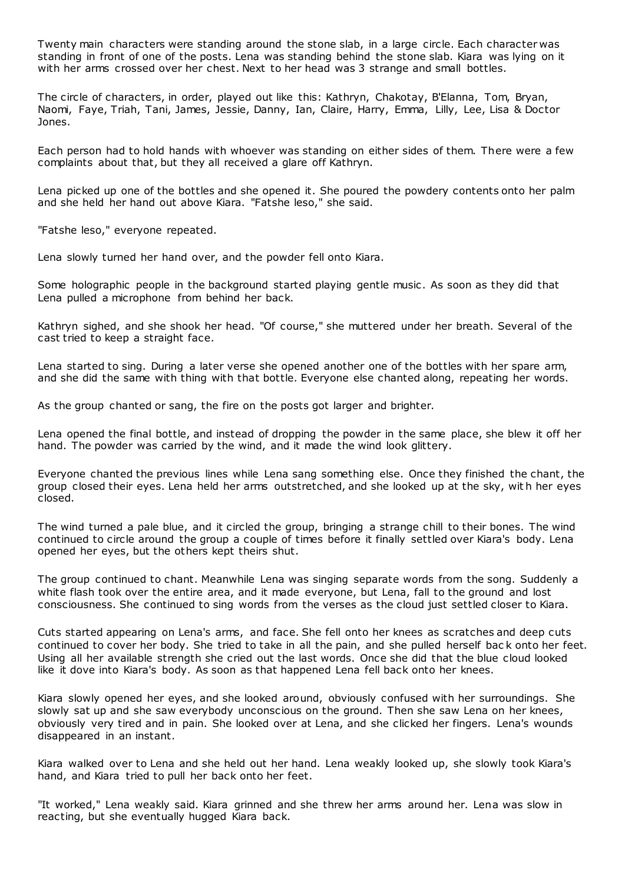Twenty main characters were standing around the stone slab, in a large circle. Each character was standing in front of one of the posts. Lena was standing behind the stone slab. Kiara was lying on it with her arms crossed over her chest. Next to her head was 3 strange and small bottles.

The circle of characters, in order, played out like this: Kathryn, Chakotay, B'Elanna, Tom, Bryan, Naomi, Faye, Triah, Tani, James, Jessie, Danny, Ian, Claire, Harry, Emma, Lilly, Lee, Lisa & Doctor Jones.

Each person had to hold hands with whoever was standing on either sides of them. There were a few complaints about that, but they all received a glare off Kathryn.

Lena picked up one of the bottles and she opened it. She poured the powdery contents onto her palm and she held her hand out above Kiara. "Fatshe leso," she said.

"Fatshe leso," everyone repeated.

Lena slowly turned her hand over, and the powder fell onto Kiara.

Some holographic people in the background started playing gentle music. As soon as they did that Lena pulled a microphone from behind her back.

Kathryn sighed, and she shook her head. "Of course," she muttered under her breath. Several of the cast tried to keep a straight face.

Lena started to sing. During a later verse she opened another one of the bottles with her spare arm, and she did the same with thing with that bottle. Everyone else chanted along, repeating her words.

As the group chanted or sang, the fire on the posts got larger and brighter.

Lena opened the final bottle, and instead of dropping the powder in the same place, she blew it off her hand. The powder was carried by the wind, and it made the wind look glittery.

Everyone chanted the previous lines while Lena sang something else. Once they finished the chant, the group closed their eyes. Lena held her arms outstretched, and she looked up at the sky, with her eyes closed.

The wind turned a pale blue, and it circled the group, bringing a strange chill to their bones. The wind continued to circle around the group a couple of times before it finally settled over Kiara's body. Lena opened her eyes, but the others kept theirs shut.

The group continued to chant. Meanwhile Lena was singing separate words from the song. Suddenly a white flash took over the entire area, and it made everyone, but Lena, fall to the ground and lost consciousness. She continued to sing words from the verses as the cloud just settled closer to Kiara.

Cuts started appearing on Lena's arms, and face. She fell onto her knees as scratches and deep cuts continued to cover her body. She tried to take in all the pain, and she pulled herself back onto her feet. Using all her available strength she cried out the last words. Once she did that the blue cloud looked like it dove into Kiara's body. As soon as that happened Lena fell back onto her knees.

Kiara slowly opened her eyes, and she looked around, obviously confused with her surroundings. She slowly sat up and she saw everybody unconscious on the ground. Then she saw Lena on her knees, obviously very tired and in pain. She looked over at Lena, and she clicked her fingers. Lena's wounds disappeared in an instant.

Kiara walked over to Lena and she held out her hand. Lena weakly looked up, she slowly took Kiara's hand, and Kiara tried to pull her back onto her feet.

"It worked," Lena weakly said. Kiara grinned and she threw her arms around her. Lena was slow in reacting, but she eventually hugged Kiara back.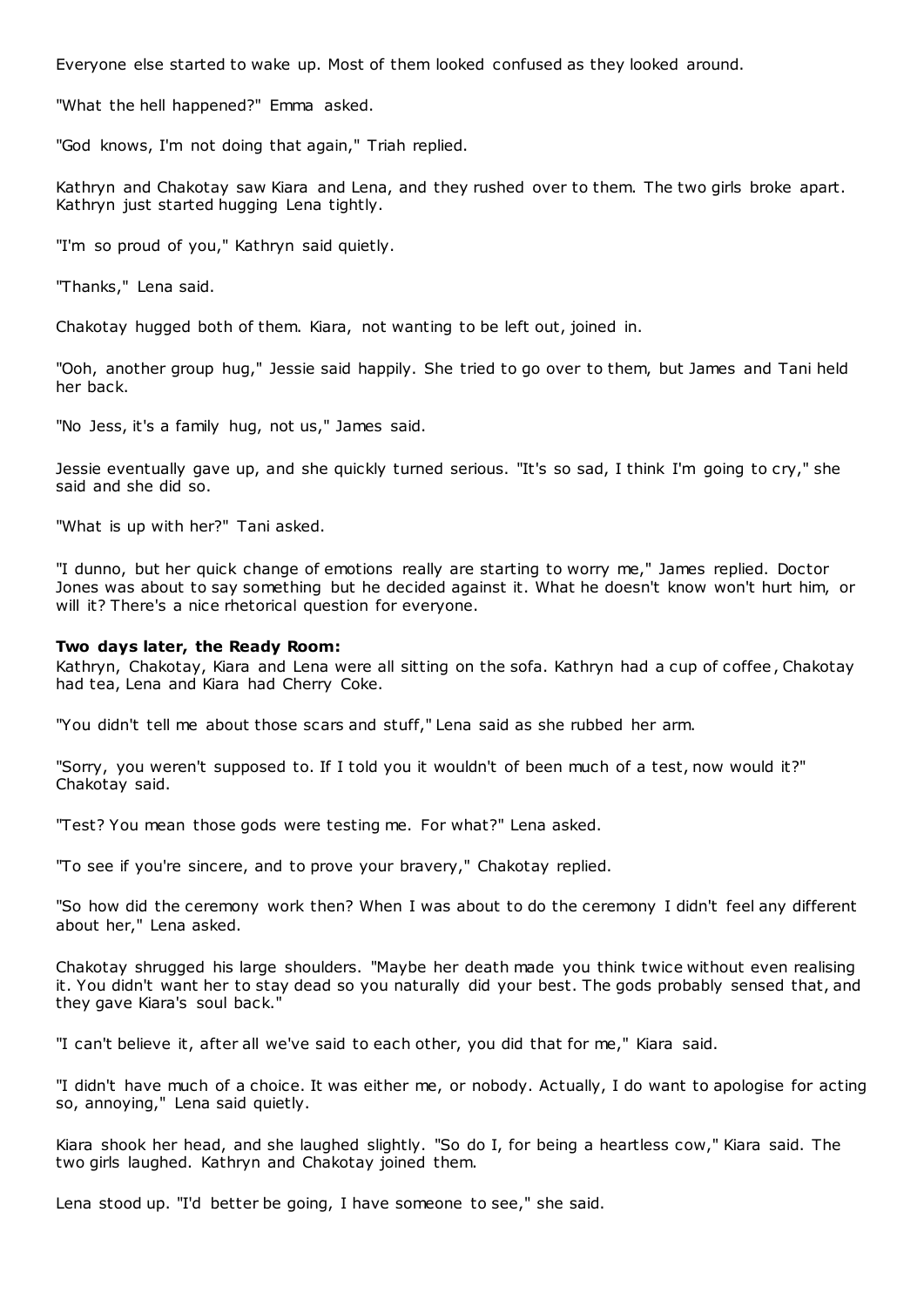Everyone else started to wake up. Most of them looked confused as they looked around.

"What the hell happened?" Emma asked.

"God knows, I'm not doing that again," Triah replied.

Kathryn and Chakotay saw Kiara and Lena, and they rushed over to them. The two girls broke apart. Kathryn just started hugging Lena tightly.

"I'm so proud of you," Kathryn said quietly.

"Thanks," Lena said.

Chakotay hugged both of them. Kiara, not wanting to be left out, joined in.

"Ooh, another group hug," Jessie said happily. She tried to go over to them, but James and Tani held her back.

"No Jess, it's a family hug, not us," James said.

Jessie eventually gave up, and she quickly turned serious. "It's so sad, I think I'm going to cry," she said and she did so.

"What is up with her?" Tani asked.

"I dunno, but her quick change of emotions really are starting to worry me," James replied. Doctor Jones was about to say something but he decided against it. What he doesn't know won't hurt him, or will it? There's a nice rhetorical question for everyone.

**Two days later, the Ready Room:**
Kathryn, Chakotay, Kiara and Lena were all sitting on the sofa. Kathryn had a cup of coffee, Chakotay had tea, Lena and Kiara had Cherry Coke.

"You didn't tell me about those scars and stuff," Lena said as she rubbed her arm.

"Sorry, you weren't supposed to. If I told you it wouldn't of been much of a test, now would it?" Chakotay said.

"Test? You mean those gods were testing me. For what?" Lena asked.

"To see if you're sincere, and to prove your bravery," Chakotay replied.

"So how did the ceremony work then? When I was about to do the ceremony I didn't feel any different about her," Lena asked.

Chakotay shrugged his large shoulders. "Maybe her death made you think twice without even realising it. You didn't want her to stay dead so you naturally did your best. The gods probably sensed that, and they gave Kiara's soul back."

"I can't believe it, after all we've said to each other, you did that for me," Kiara said.

"I didn't have much of a choice. It was either me, or nobody. Actually, I do want to apologise for acting so, annoying," Lena said quietly.

Kiara shook her head, and she laughed slightly. "So do I, for being a heartless cow," Kiara said. The two girls laughed. Kathryn and Chakotay joined them.

Lena stood up. "I'd better be going, I have someone to see," she said.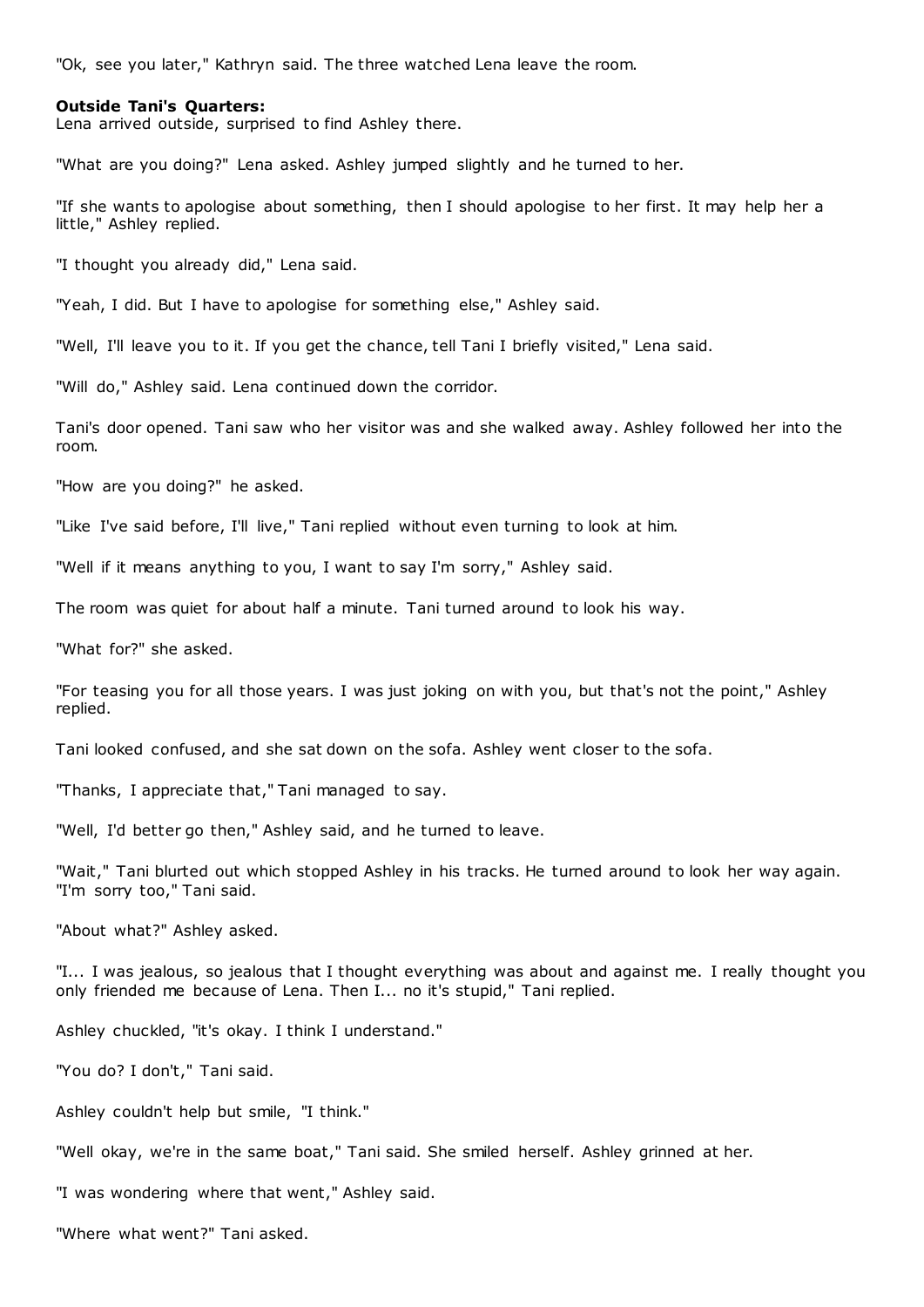"Ok, see you later," Kathryn said. The three watched Lena leave the room.

**Outside Tani's Quarters:**
Lena arrived outside, surprised to find Ashley there.

"What are you doing?" Lena asked. Ashley jumped slightly and he turned to her.

"If she wants to apologise about something, then I should apologise to her first. It may help her a little," Ashley replied.

"I thought you already did," Lena said.

"Yeah, I did. But I have to apologise for something else," Ashley said.

"Well, I'll leave you to it. If you get the chance, tell Tani I briefly visited," Lena said.

"Will do," Ashley said. Lena continued down the corridor.

Tani's door opened. Tani saw who her visitor was and she walked away. Ashley followed her into the room.

"How are you doing?" he asked.

"Like I've said before, I'll live," Tani replied without even turning to look at him.

"Well if it means anything to you, I want to say I'm sorry," Ashley said.

The room was quiet for about half a minute. Tani turned around to look his way.

"What for?" she asked.

"For teasing you for all those years. I was just joking on with you, but that's not the point," Ashley replied.

Tani looked confused, and she sat down on the sofa. Ashley went closer to the sofa.

"Thanks, I appreciate that," Tani managed to say.

"Well, I'd better go then," Ashley said, and he turned to leave.

"Wait," Tani blurted out which stopped Ashley in his tracks. He turned around to look her way again. "I'm sorry too," Tani said.

"About what?" Ashley asked.

"I... I was jealous, so jealous that I thought everything was about and against me. I really thought you only friended me because of Lena. Then I... no it's stupid," Tani replied.

Ashley chuckled, "it's okay. I think I understand."

"You do? I don't," Tani said.

Ashley couldn't help but smile, "I think."

"Well okay, we're in the same boat," Tani said. She smiled herself. Ashley grinned at her.

"I was wondering where that went," Ashley said.

"Where what went?" Tani asked.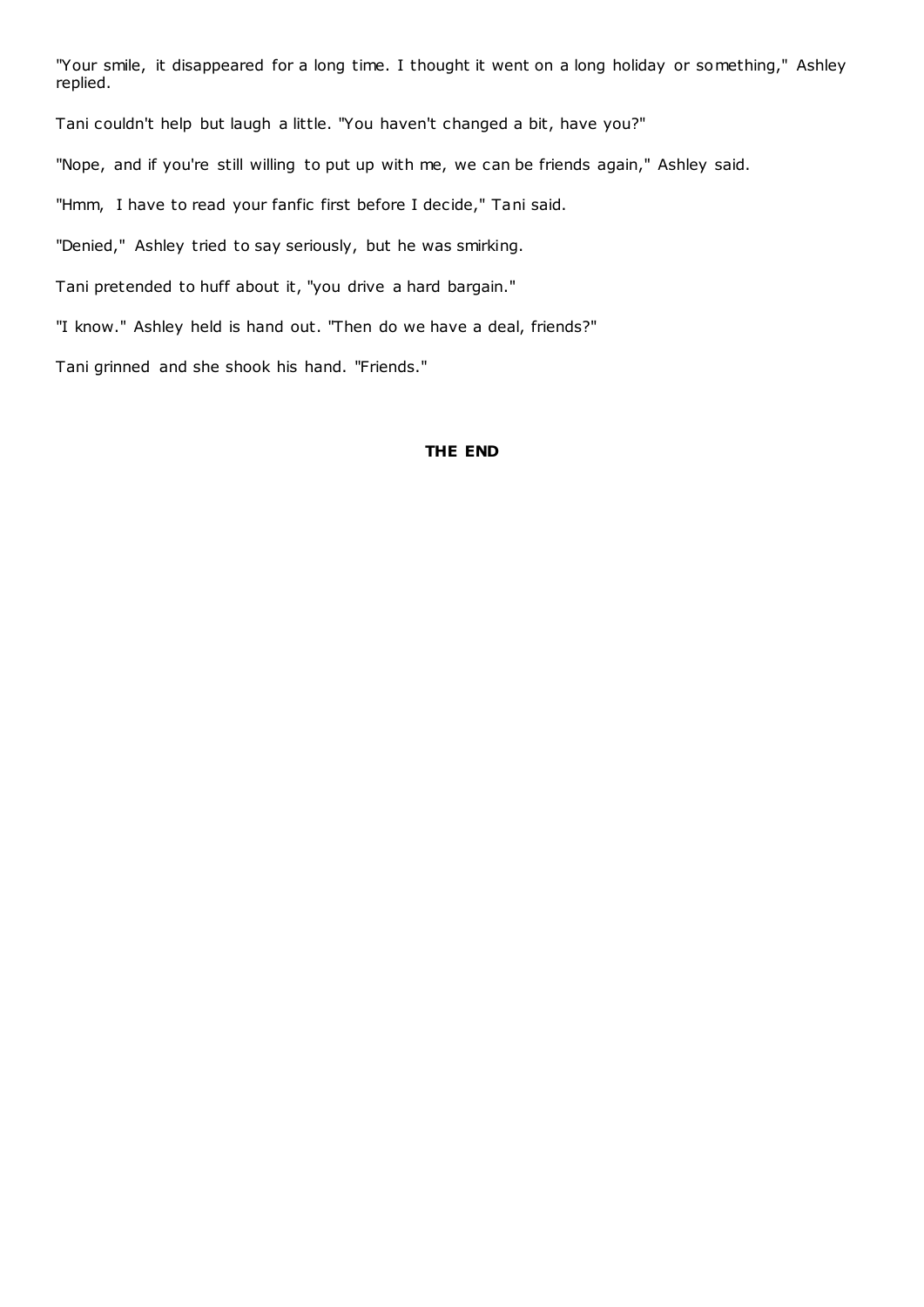"Your smile, it disappeared for a long time. I thought it went on a long holiday or something," Ashley replied.

Tani couldn't help but laugh a little. "You haven't changed a bit, have you?"

"Nope, and if you're still willing to put up with me, we can be friends again," Ashley said.

"Hmm, I have to read your fanfic first before I decide," Tani said.

"Denied," Ashley tried to say seriously, but he was smirking.

Tani pretended to huff about it, "you drive a hard bargain."

"I know." Ashley held is hand out. "Then do we have a deal, friends?"

Tani grinned and she shook his hand. "Friends."

**THE END**